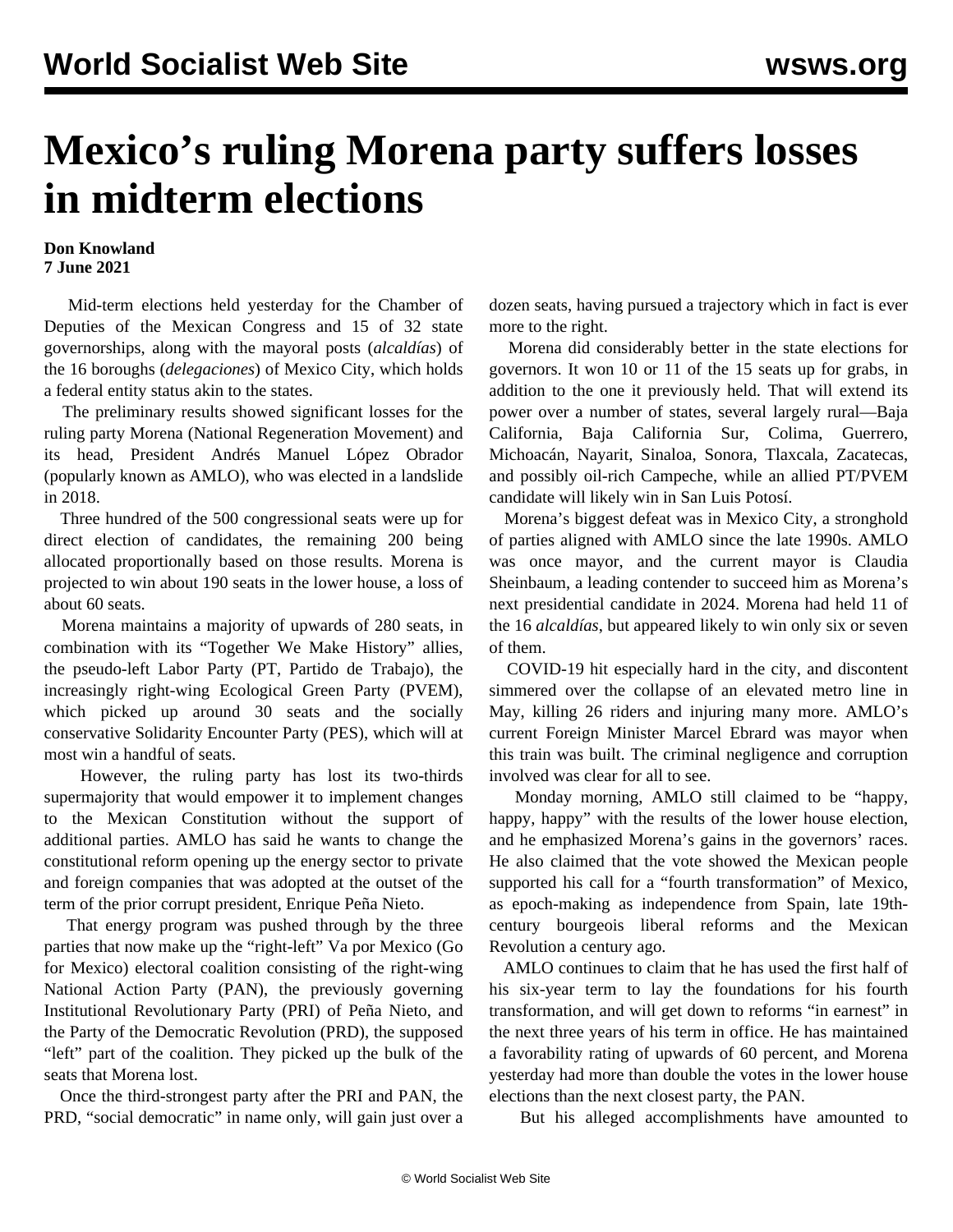# Mexico's ruling Morena party suffers losses in midterm elections

**Don Knowland**
**7 June 2021**

Mid-term elections held yesterday for the Chamber of Deputies of the Mexican Congress and 15 of 32 state governorships, along with the mayoral posts (*alcaldías*) of the 16 boroughs (*delegaciones*) of Mexico City, which holds a federal entity status akin to the states.

The preliminary results showed significant losses for the ruling party Morena (National Regeneration Movement) and its head, President Andrés Manuel López Obrador (popularly known as AMLO), who was elected in a landslide in 2018.

Three hundred of the 500 congressional seats were up for direct election of candidates, the remaining 200 being allocated proportionally based on those results. Morena is projected to win about 190 seats in the lower house, a loss of about 60 seats.

Morena maintains a majority of upwards of 280 seats, in combination with its "Together We Make History" allies, the pseudo-left Labor Party (PT, Partido de Trabajo), the increasingly right-wing Ecological Green Party (PVEM), which picked up around 30 seats and the socially conservative Solidarity Encounter Party (PES), which will at most win a handful of seats.

However, the ruling party has lost its two-thirds supermajority that would empower it to implement changes to the Mexican Constitution without the support of additional parties. AMLO has said he wants to change the constitutional reform opening up the energy sector to private and foreign companies that was adopted at the outset of the term of the prior corrupt president, Enrique Peña Nieto.

That energy program was pushed through by the three parties that now make up the "right-left" Va por Mexico (Go for Mexico) electoral coalition consisting of the right-wing National Action Party (PAN), the previously governing Institutional Revolutionary Party (PRI) of Peña Nieto, and the Party of the Democratic Revolution (PRD), the supposed "left" part of the coalition. They picked up the bulk of the seats that Morena lost.

Once the third-strongest party after the PRI and PAN, the PRD, "social democratic" in name only, will gain just over a dozen seats, having pursued a trajectory which in fact is ever more to the right.

Morena did considerably better in the state elections for governors. It won 10 or 11 of the 15 seats up for grabs, in addition to the one it previously held. That will extend its power over a number of states, several largely rural—Baja California, Baja California Sur, Colima, Guerrero, Michoacán, Nayarit, Sinaloa, Sonora, Tlaxcala, Zacatecas, and possibly oil-rich Campeche, while an allied PT/PVEM candidate will likely win in San Luis Potosí.

Morena's biggest defeat was in Mexico City, a stronghold of parties aligned with AMLO since the late 1990s. AMLO was once mayor, and the current mayor is Claudia Sheinbaum, a leading contender to succeed him as Morena's next presidential candidate in 2024. Morena had held 11 of the 16 *alcaldías*, but appeared likely to win only six or seven of them.

COVID-19 hit especially hard in the city, and discontent simmered over the collapse of an elevated metro line in May, killing 26 riders and injuring many more. AMLO's current Foreign Minister Marcel Ebrard was mayor when this train was built. The criminal negligence and corruption involved was clear for all to see.

Monday morning, AMLO still claimed to be "happy, happy, happy" with the results of the lower house election, and he emphasized Morena's gains in the governors' races. He also claimed that the vote showed the Mexican people supported his call for a "fourth transformation" of Mexico, as epoch-making as independence from Spain, late 19th-century bourgeois liberal reforms and the Mexican Revolution a century ago.

AMLO continues to claim that he has used the first half of his six-year term to lay the foundations for his fourth transformation, and will get down to reforms "in earnest" in the next three years of his term in office. He has maintained a favorability rating of upwards of 60 percent, and Morena yesterday had more than double the votes in the lower house elections than the next closest party, the PAN.

But his alleged accomplishments have amounted to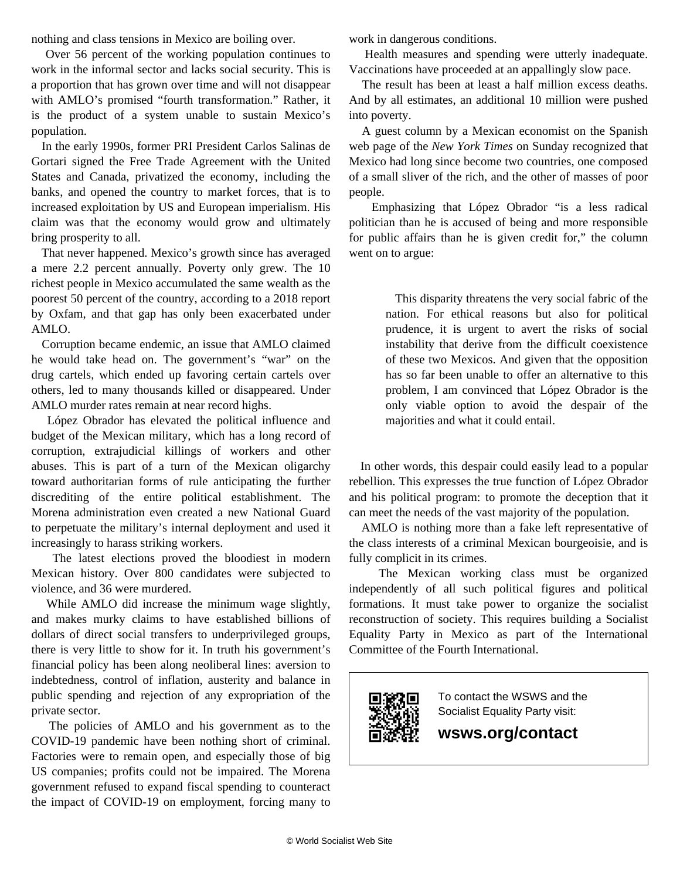nothing and class tensions in Mexico are boiling over.

Over 56 percent of the working population continues to work in the informal sector and lacks social security. This is a proportion that has grown over time and will not disappear with AMLO's promised "fourth transformation." Rather, it is the product of a system unable to sustain Mexico's population.

In the early 1990s, former PRI President Carlos Salinas de Gortari signed the Free Trade Agreement with the United States and Canada, privatized the economy, including the banks, and opened the country to market forces, that is to increased exploitation by US and European imperialism. His claim was that the economy would grow and ultimately bring prosperity to all.

That never happened. Mexico's growth since has averaged a mere 2.2 percent annually. Poverty only grew. The 10 richest people in Mexico accumulated the same wealth as the poorest 50 percent of the country, according to a 2018 report by Oxfam, and that gap has only been exacerbated under AMLO.

Corruption became endemic, an issue that AMLO claimed he would take head on. The government's "war" on the drug cartels, which ended up favoring certain cartels over others, led to many thousands killed or disappeared. Under AMLO murder rates remain at near record highs.

López Obrador has elevated the political influence and budget of the Mexican military, which has a long record of corruption, extrajudicial killings of workers and other abuses. This is part of a turn of the Mexican oligarchy toward authoritarian forms of rule anticipating the further discrediting of the entire political establishment. The Morena administration even created a new National Guard to perpetuate the military's internal deployment and used it increasingly to harass striking workers.

The latest elections proved the bloodiest in modern Mexican history. Over 800 candidates were subjected to violence, and 36 were murdered.

While AMLO did increase the minimum wage slightly, and makes murky claims to have established billions of dollars of direct social transfers to underprivileged groups, there is very little to show for it. In truth his government's financial policy has been along neoliberal lines: aversion to indebtedness, control of inflation, austerity and balance in public spending and rejection of any expropriation of the private sector.

The policies of AMLO and his government as to the COVID-19 pandemic have been nothing short of criminal. Factories were to remain open, and especially those of big US companies; profits could not be impaired. The Morena government refused to expand fiscal spending to counteract the impact of COVID-19 on employment, forcing many to work in dangerous conditions.

Health measures and spending were utterly inadequate. Vaccinations have proceeded at an appallingly slow pace.

The result has been at least a half million excess deaths. And by all estimates, an additional 10 million were pushed into poverty.

A guest column by a Mexican economist on the Spanish web page of the *New York Times* on Sunday recognized that Mexico had long since become two countries, one composed of a small sliver of the rich, and the other of masses of poor people.

Emphasizing that López Obrador "is a less radical politician than he is accused of being and more responsible for public affairs than he is given credit for," the column went on to argue:

> This disparity threatens the very social fabric of the nation. For ethical reasons but also for political prudence, it is urgent to avert the risks of social instability that derive from the difficult coexistence of these two Mexicos. And given that the opposition has so far been unable to offer an alternative to this problem, I am convinced that López Obrador is the only viable option to avoid the despair of the majorities and what it could entail.

In other words, this despair could easily lead to a popular rebellion. This expresses the true function of López Obrador and his political program: to promote the deception that it can meet the needs of the vast majority of the population.

AMLO is nothing more than a fake left representative of the class interests of a criminal Mexican bourgeoisie, and is fully complicit in its crimes.

The Mexican working class must be organized independently of all such political figures and political formations. It must take power to organize the socialist reconstruction of society. This requires building a Socialist Equality Party in Mexico as part of the International Committee of the Fourth International.

To contact the WSWS and the Socialist Equality Party visit:

**wsws.org/contact**